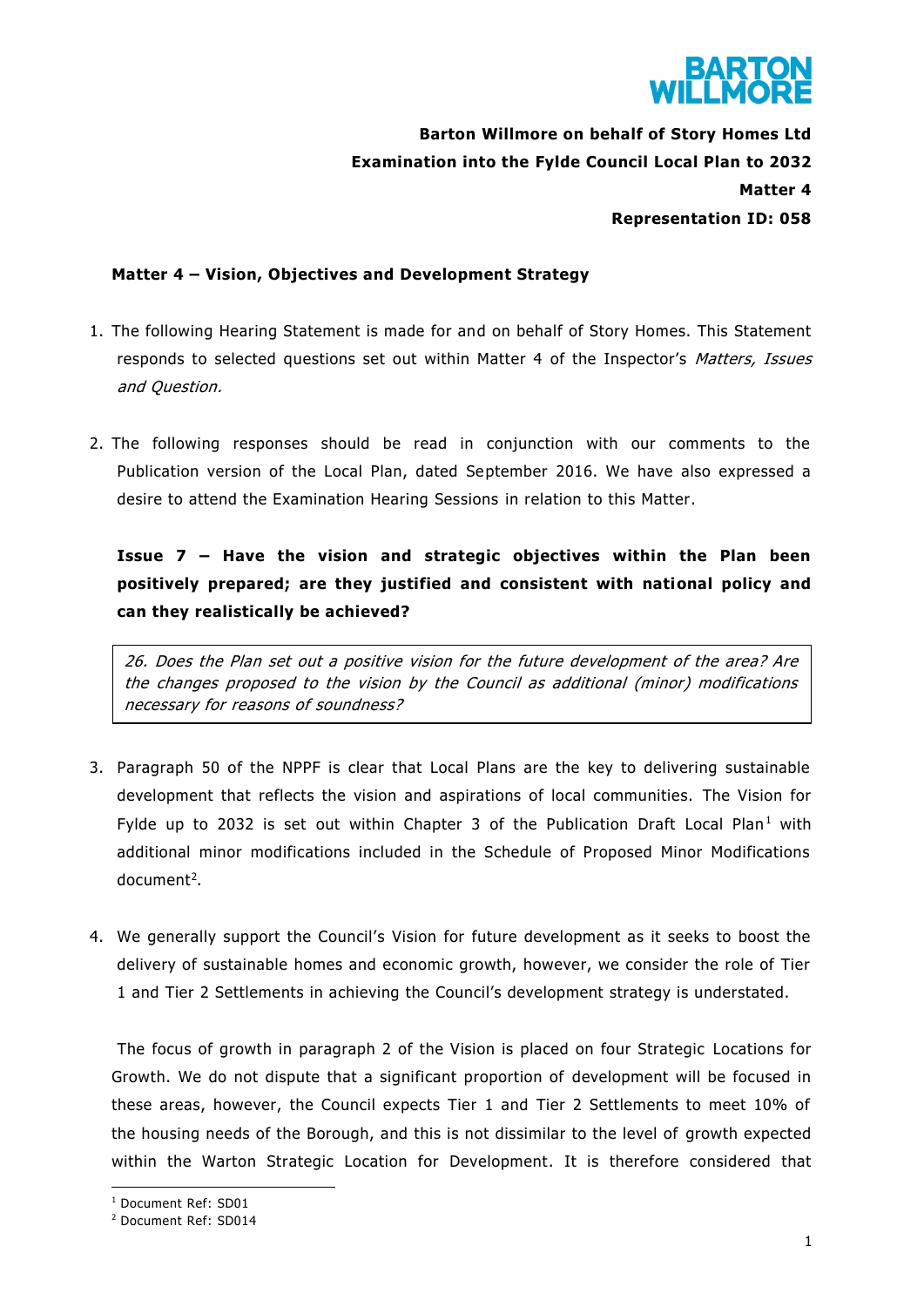**Barton Willmore on behalf of Story Homes Ltd**

**Examination into the Fylde Council Local Plan to 2032**

**Matter 4**

**Representation ID: 058**

**Matter 4 – Vision, Objectives and Development Strategy**

1. The following Hearing Statement is made for and on behalf of Story Homes. This Statement responds to selected questions set out within Matter 4 of the Inspector's *Matters, Issues and Question.*

2. The following responses should be read in conjunction with our comments to the Publication version of the Local Plan, dated September 2016. We have also expressed a desire to attend the Examination Hearing Sessions in relation to this Matter.

**Issue 7 – Have the vision and strategic objectives within the Plan been positively prepared; are they justified and consistent with national policy and can they realistically be achieved?**

> *26. Does the Plan set out a positive vision for the future development of the area? Are the changes proposed to the vision by the Council as additional (minor) modifications necessary for reasons of soundness?*

3. Paragraph 50 of the NPPF is clear that Local Plans are the key to delivering sustainable development that reflects the vision and aspirations of local communities. The Vision for Fylde up to 2032 is set out within Chapter 3 of the Publication Draft Local Plan[1] with additional minor modifications included in the Schedule of Proposed Minor Modifications document[2].

4. We generally support the Council's Vision for future development as it seeks to boost the delivery of sustainable homes and economic growth, however, we consider the role of Tier 1 and Tier 2 Settlements in achieving the Council's development strategy is understated.

   The focus of growth in paragraph 2 of the Vision is placed on four Strategic Locations for Growth. We do not dispute that a significant proportion of development will be focused in these areas, however, the Council expects Tier 1 and Tier 2 Settlements to meet 10% of the housing needs of the Borough, and this is not dissimilar to the level of growth expected within the Warton Strategic Location for Development. It is therefore considered that

[1] Document Ref: SD01

[2] Document Ref: SD014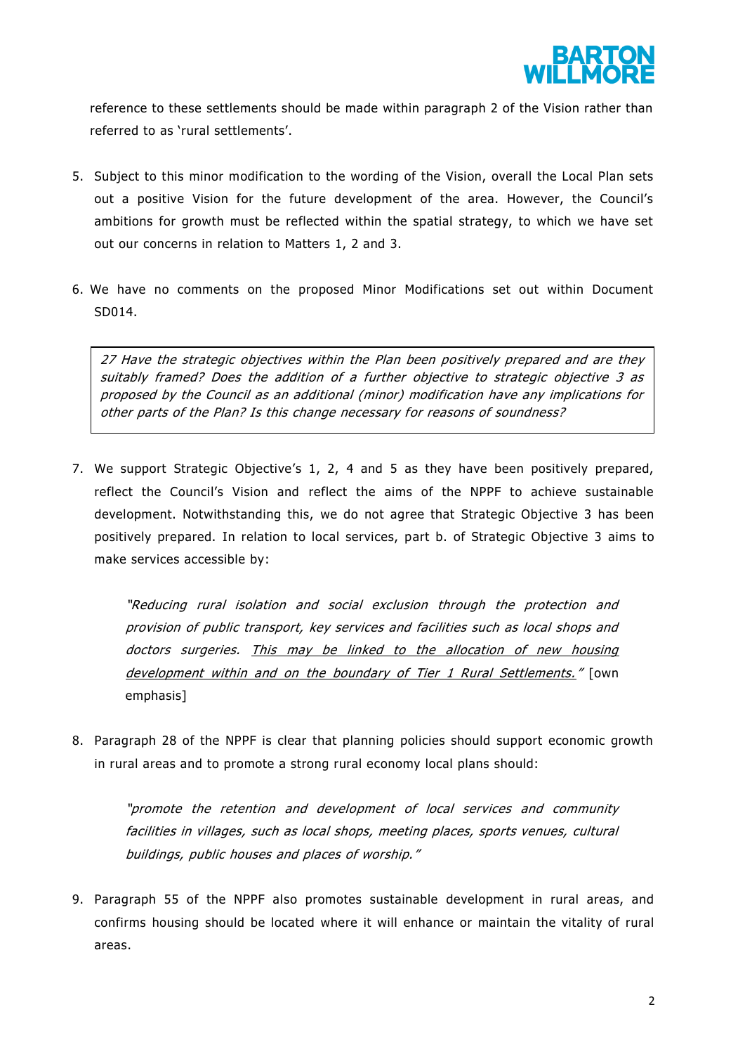reference to these settlements should be made within paragraph 2 of the Vision rather than referred to as 'rural settlements'.

5. Subject to this minor modification to the wording of the Vision, overall the Local Plan sets out a positive Vision for the future development of the area. However, the Council's ambitions for growth must be reflected within the spatial strategy, to which we have set out our concerns in relation to Matters 1, 2 and 3.

6. We have no comments on the proposed Minor Modifications set out within Document SD014.

> *27 Have the strategic objectives within the Plan been positively prepared and are they suitably framed? Does the addition of a further objective to strategic objective 3 as proposed by the Council as an additional (minor) modification have any implications for other parts of the Plan? Is this change necessary for reasons of soundness?*

7. We support Strategic Objective's 1, 2, 4 and 5 as they have been positively prepared, reflect the Council's Vision and reflect the aims of the NPPF to achieve sustainable development. Notwithstanding this, we do not agree that Strategic Objective 3 has been positively prepared. In relation to local services, part b. of Strategic Objective 3 aims to make services accessible by:

   *"Reducing rural isolation and social exclusion through the protection and provision of public transport, key services and facilities such as local shops and doctors surgeries. <u>This may be linked to the allocation of new housing development within and on the boundary of Tier 1 Rural Settlements.</u>"* [own emphasis]

8. Paragraph 28 of the NPPF is clear that planning policies should support economic growth in rural areas and to promote a strong rural economy local plans should:

   *"promote the retention and development of local services and community facilities in villages, such as local shops, meeting places, sports venues, cultural buildings, public houses and places of worship."*

9. Paragraph 55 of the NPPF also promotes sustainable development in rural areas, and confirms housing should be located where it will enhance or maintain the vitality of rural areas.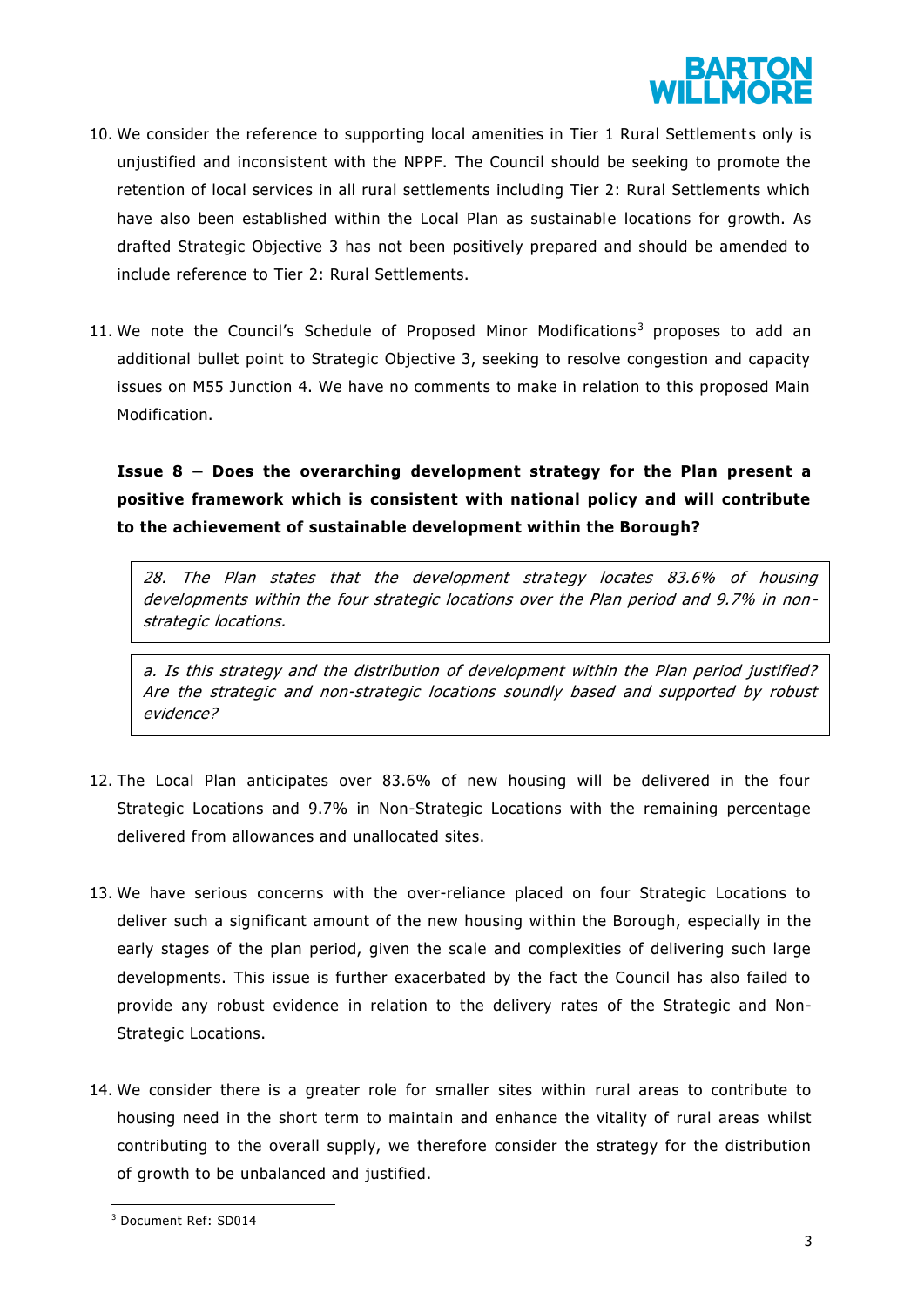10. We consider the reference to supporting local amenities in Tier 1 Rural Settlements only is unjustified and inconsistent with the NPPF. The Council should be seeking to promote the retention of local services in all rural settlements including Tier 2: Rural Settlements which have also been established within the Local Plan as sustainable locations for growth. As drafted Strategic Objective 3 has not been positively prepared and should be amended to include reference to Tier 2: Rural Settlements.

11. We note the Council's Schedule of Proposed Minor Modifications[3] proposes to add an additional bullet point to Strategic Objective 3, seeking to resolve congestion and capacity issues on M55 Junction 4. We have no comments to make in relation to this proposed Main Modification.

**Issue 8 – Does the overarching development strategy for the Plan present a positive framework which is consistent with national policy and will contribute to the achievement of sustainable development within the Borough?**

> *28. The Plan states that the development strategy locates 83.6% of housing developments within the four strategic locations over the Plan period and 9.7% in non-strategic locations.*

> *a. Is this strategy and the distribution of development within the Plan period justified? Are the strategic and non-strategic locations soundly based and supported by robust evidence?*

12. The Local Plan anticipates over 83.6% of new housing will be delivered in the four Strategic Locations and 9.7% in Non-Strategic Locations with the remaining percentage delivered from allowances and unallocated sites.

13. We have serious concerns with the over-reliance placed on four Strategic Locations to deliver such a significant amount of the new housing within the Borough, especially in the early stages of the plan period, given the scale and complexities of delivering such large developments. This issue is further exacerbated by the fact the Council has also failed to provide any robust evidence in relation to the delivery rates of the Strategic and Non-Strategic Locations.

14. We consider there is a greater role for smaller sites within rural areas to contribute to housing need in the short term to maintain and enhance the vitality of rural areas whilst contributing to the overall supply, we therefore consider the strategy for the distribution of growth to be unbalanced and justified.

[3] Document Ref: SD014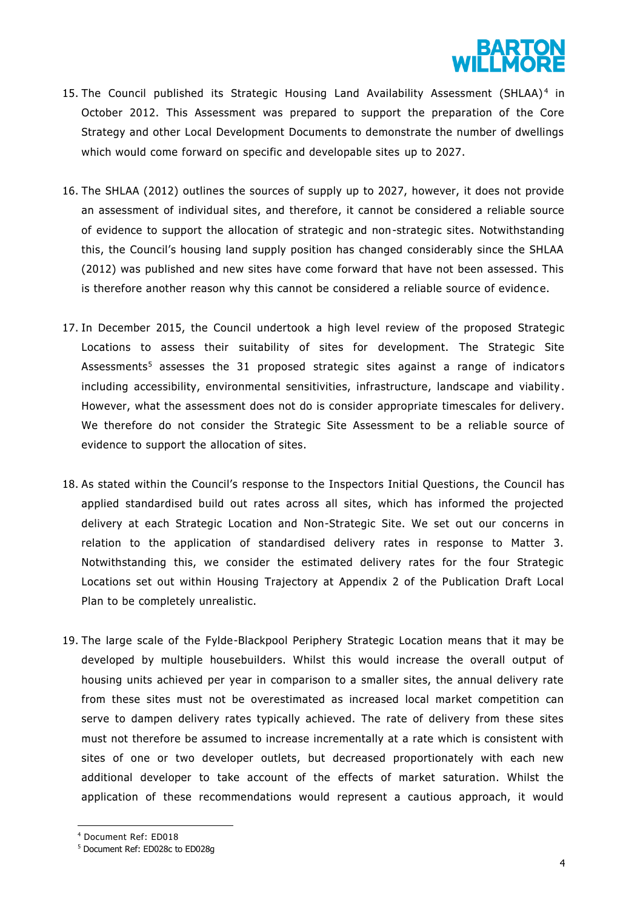15. The Council published its Strategic Housing Land Availability Assessment (SHLAA)[4] in October 2012. This Assessment was prepared to support the preparation of the Core Strategy and other Local Development Documents to demonstrate the number of dwellings which would come forward on specific and developable sites up to 2027.

16. The SHLAA (2012) outlines the sources of supply up to 2027, however, it does not provide an assessment of individual sites, and therefore, it cannot be considered a reliable source of evidence to support the allocation of strategic and non-strategic sites. Notwithstanding this, the Council's housing land supply position has changed considerably since the SHLAA (2012) was published and new sites have come forward that have not been assessed. This is therefore another reason why this cannot be considered a reliable source of evidence.

17. In December 2015, the Council undertook a high level review of the proposed Strategic Locations to assess their suitability of sites for development. The Strategic Site Assessments[5] assesses the 31 proposed strategic sites against a range of indicators including accessibility, environmental sensitivities, infrastructure, landscape and viability. However, what the assessment does not do is consider appropriate timescales for delivery. We therefore do not consider the Strategic Site Assessment to be a reliable source of evidence to support the allocation of sites.

18. As stated within the Council's response to the Inspectors Initial Questions, the Council has applied standardised build out rates across all sites, which has informed the projected delivery at each Strategic Location and Non-Strategic Site. We set out our concerns in relation to the application of standardised delivery rates in response to Matter 3. Notwithstanding this, we consider the estimated delivery rates for the four Strategic Locations set out within Housing Trajectory at Appendix 2 of the Publication Draft Local Plan to be completely unrealistic.

19. The large scale of the Fylde-Blackpool Periphery Strategic Location means that it may be developed by multiple housebuilders. Whilst this would increase the overall output of housing units achieved per year in comparison to a smaller sites, the annual delivery rate from these sites must not be overestimated as increased local market competition can serve to dampen delivery rates typically achieved. The rate of delivery from these sites must not therefore be assumed to increase incrementally at a rate which is consistent with sites of one or two developer outlets, but decreased proportionately with each new additional developer to take account of the effects of market saturation. Whilst the application of these recommendations would represent a cautious approach, it would

[4] Document Ref: ED018

[5] Document Ref: ED028c to ED028g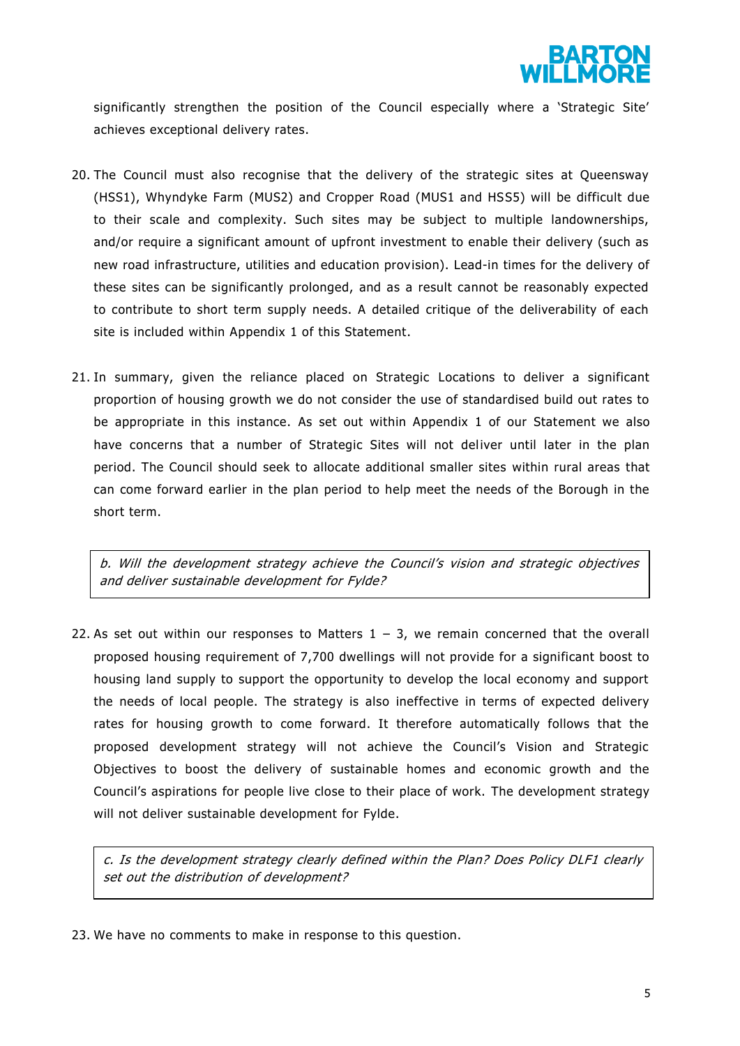significantly strengthen the position of the Council especially where a 'Strategic Site' achieves exceptional delivery rates.

20. The Council must also recognise that the delivery of the strategic sites at Queensway (HSS1), Whyndyke Farm (MUS2) and Cropper Road (MUS1 and HSS5) will be difficult due to their scale and complexity. Such sites may be subject to multiple landownerships, and/or require a significant amount of upfront investment to enable their delivery (such as new road infrastructure, utilities and education provision). Lead-in times for the delivery of these sites can be significantly prolonged, and as a result cannot be reasonably expected to contribute to short term supply needs. A detailed critique of the deliverability of each site is included within Appendix 1 of this Statement.

21. In summary, given the reliance placed on Strategic Locations to deliver a significant proportion of housing growth we do not consider the use of standardised build out rates to be appropriate in this instance. As set out within Appendix 1 of our Statement we also have concerns that a number of Strategic Sites will not deliver until later in the plan period. The Council should seek to allocate additional smaller sites within rural areas that can come forward earlier in the plan period to help meet the needs of the Borough in the short term.

*b. Will the development strategy achieve the Council's vision and strategic objectives and deliver sustainable development for Fylde?*

22. As set out within our responses to Matters 1 – 3, we remain concerned that the overall proposed housing requirement of 7,700 dwellings will not provide for a significant boost to housing land supply to support the opportunity to develop the local economy and support the needs of local people. The strategy is also ineffective in terms of expected delivery rates for housing growth to come forward. It therefore automatically follows that the proposed development strategy will not achieve the Council's Vision and Strategic Objectives to boost the delivery of sustainable homes and economic growth and the Council's aspirations for people live close to their place of work. The development strategy will not deliver sustainable development for Fylde.

*c. Is the development strategy clearly defined within the Plan? Does Policy DLF1 clearly set out the distribution of development?*

23. We have no comments to make in response to this question.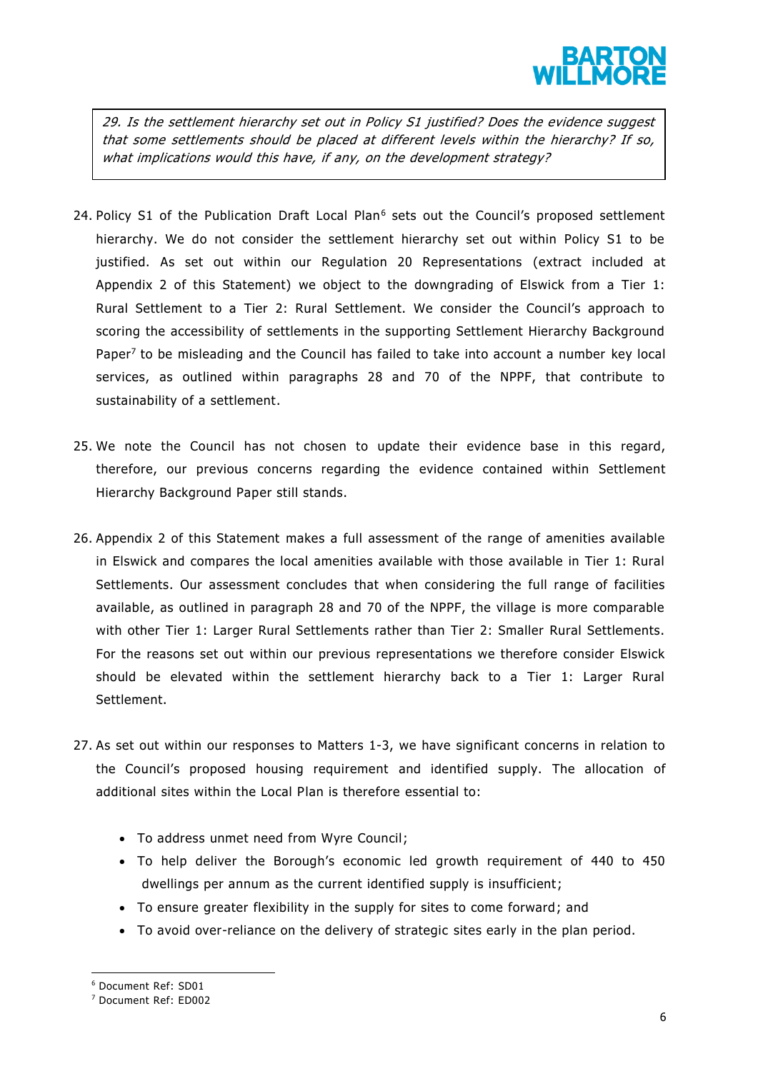*29. Is the settlement hierarchy set out in Policy S1 justified? Does the evidence suggest that some settlements should be placed at different levels within the hierarchy? If so, what implications would this have, if any, on the development strategy?*

24. Policy S1 of the Publication Draft Local Plan[6] sets out the Council's proposed settlement hierarchy. We do not consider the settlement hierarchy set out within Policy S1 to be justified. As set out within our Regulation 20 Representations (extract included at Appendix 2 of this Statement) we object to the downgrading of Elswick from a Tier 1: Rural Settlement to a Tier 2: Rural Settlement. We consider the Council's approach to scoring the accessibility of settlements in the supporting Settlement Hierarchy Background Paper[7] to be misleading and the Council has failed to take into account a number key local services, as outlined within paragraphs 28 and 70 of the NPPF, that contribute to sustainability of a settlement.

25. We note the Council has not chosen to update their evidence base in this regard, therefore, our previous concerns regarding the evidence contained within Settlement Hierarchy Background Paper still stands.

26. Appendix 2 of this Statement makes a full assessment of the range of amenities available in Elswick and compares the local amenities available with those available in Tier 1: Rural Settlements. Our assessment concludes that when considering the full range of facilities available, as outlined in paragraph 28 and 70 of the NPPF, the village is more comparable with other Tier 1: Larger Rural Settlements rather than Tier 2: Smaller Rural Settlements. For the reasons set out within our previous representations we therefore consider Elswick should be elevated within the settlement hierarchy back to a Tier 1: Larger Rural Settlement.

27. As set out within our responses to Matters 1-3, we have significant concerns in relation to the Council's proposed housing requirement and identified supply. The allocation of additional sites within the Local Plan is therefore essential to:

- To address unmet need from Wyre Council;
- To help deliver the Borough's economic led growth requirement of 440 to 450 dwellings per annum as the current identified supply is insufficient;
- To ensure greater flexibility in the supply for sites to come forward; and
- To avoid over-reliance on the delivery of strategic sites early in the plan period.

[6] Document Ref: SD01
[7] Document Ref: ED002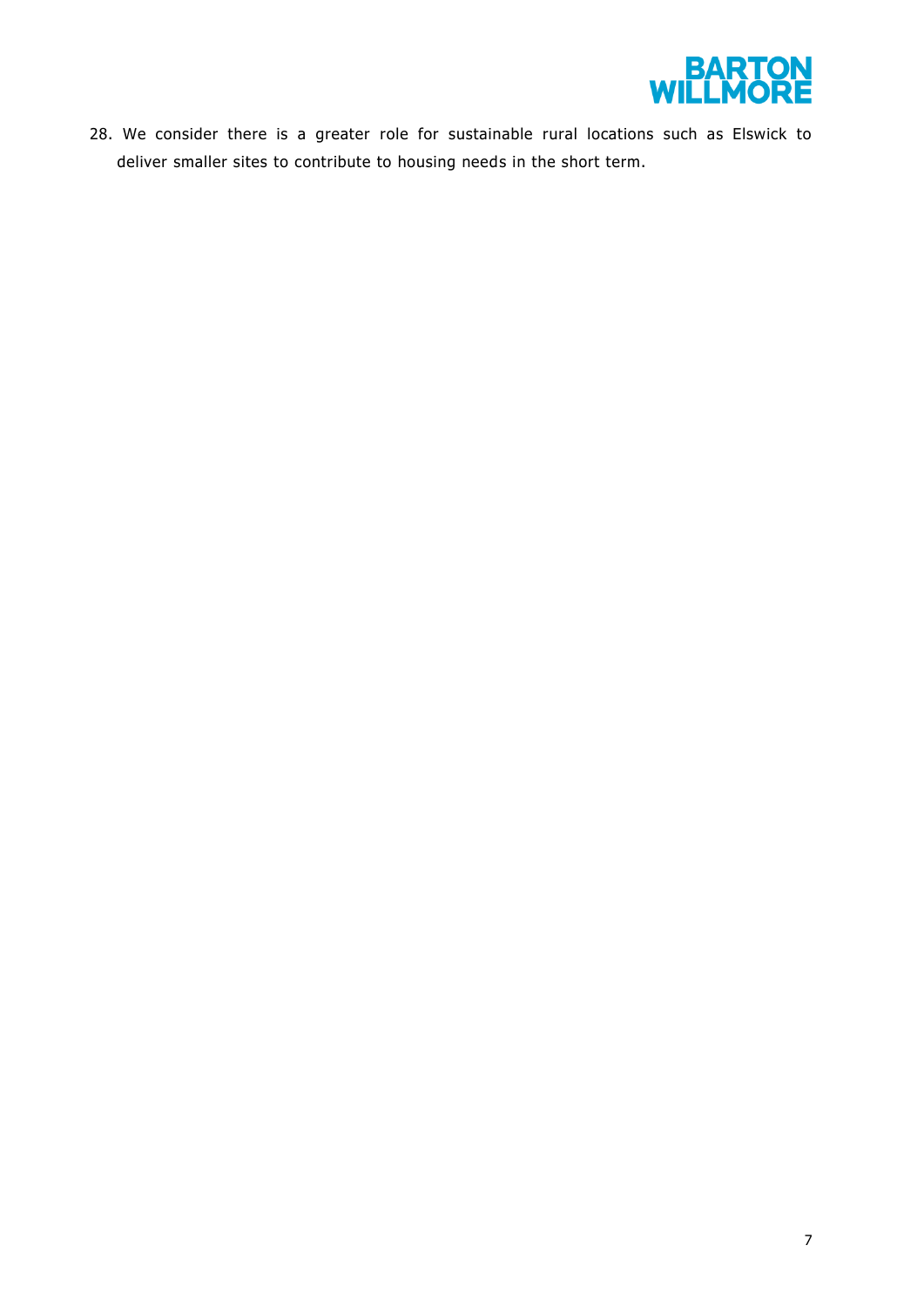28. We consider there is a greater role for sustainable rural locations such as Elswick to deliver smaller sites to contribute to housing needs in the short term.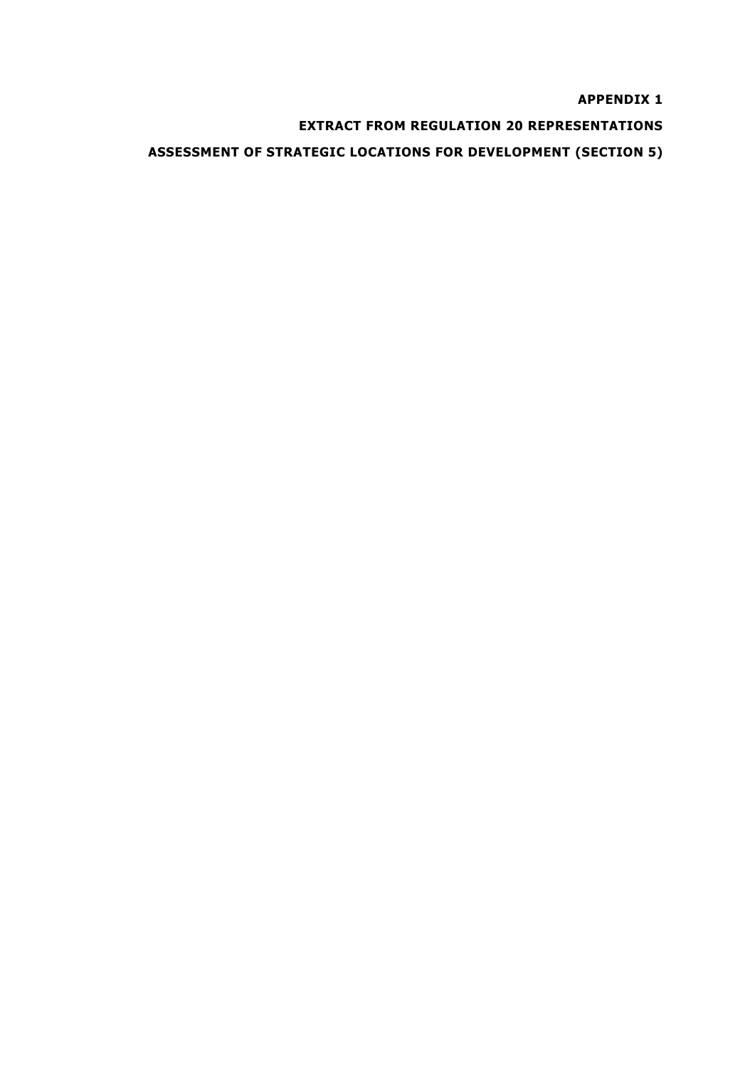**APPENDIX 1**

**EXTRACT FROM REGULATION 20 REPRESENTATIONS**

**ASSESSMENT OF STRATEGIC LOCATIONS FOR DEVELOPMENT (SECTION 5)**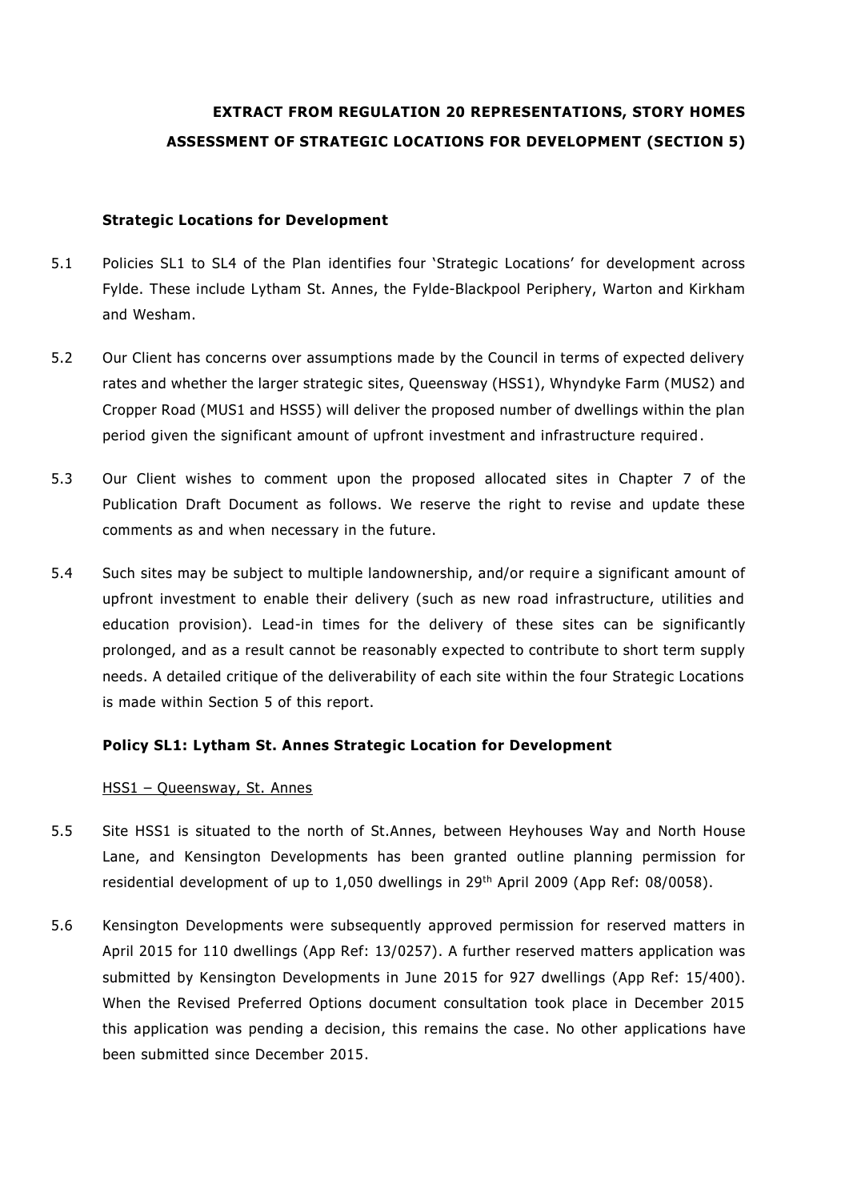**EXTRACT FROM REGULATION 20 REPRESENTATIONS, STORY HOMES**

**ASSESSMENT OF STRATEGIC LOCATIONS FOR DEVELOPMENT (SECTION 5)**

**Strategic Locations for Development**

5.1 Policies SL1 to SL4 of the Plan identifies four 'Strategic Locations' for development across Fylde. These include Lytham St. Annes, the Fylde-Blackpool Periphery, Warton and Kirkham and Wesham.

5.2 Our Client has concerns over assumptions made by the Council in terms of expected delivery rates and whether the larger strategic sites, Queensway (HSS1), Whyndyke Farm (MUS2) and Cropper Road (MUS1 and HSS5) will deliver the proposed number of dwellings within the plan period given the significant amount of upfront investment and infrastructure required.

5.3 Our Client wishes to comment upon the proposed allocated sites in Chapter 7 of the Publication Draft Document as follows. We reserve the right to revise and update these comments as and when necessary in the future.

5.4 Such sites may be subject to multiple landownership, and/or require a significant amount of upfront investment to enable their delivery (such as new road infrastructure, utilities and education provision). Lead-in times for the delivery of these sites can be significantly prolonged, and as a result cannot be reasonably expected to contribute to short term supply needs. A detailed critique of the deliverability of each site within the four Strategic Locations is made within Section 5 of this report.

**Policy SL1: Lytham St. Annes Strategic Location for Development**

HSS1 – Queensway, St. Annes

5.5 Site HSS1 is situated to the north of St.Annes, between Heyhouses Way and North House Lane, and Kensington Developments has been granted outline planning permission for residential development of up to 1,050 dwellings in 29th April 2009 (App Ref: 08/0058).

5.6 Kensington Developments were subsequently approved permission for reserved matters in April 2015 for 110 dwellings (App Ref: 13/0257). A further reserved matters application was submitted by Kensington Developments in June 2015 for 927 dwellings (App Ref: 15/400). When the Revised Preferred Options document consultation took place in December 2015 this application was pending a decision, this remains the case. No other applications have been submitted since December 2015.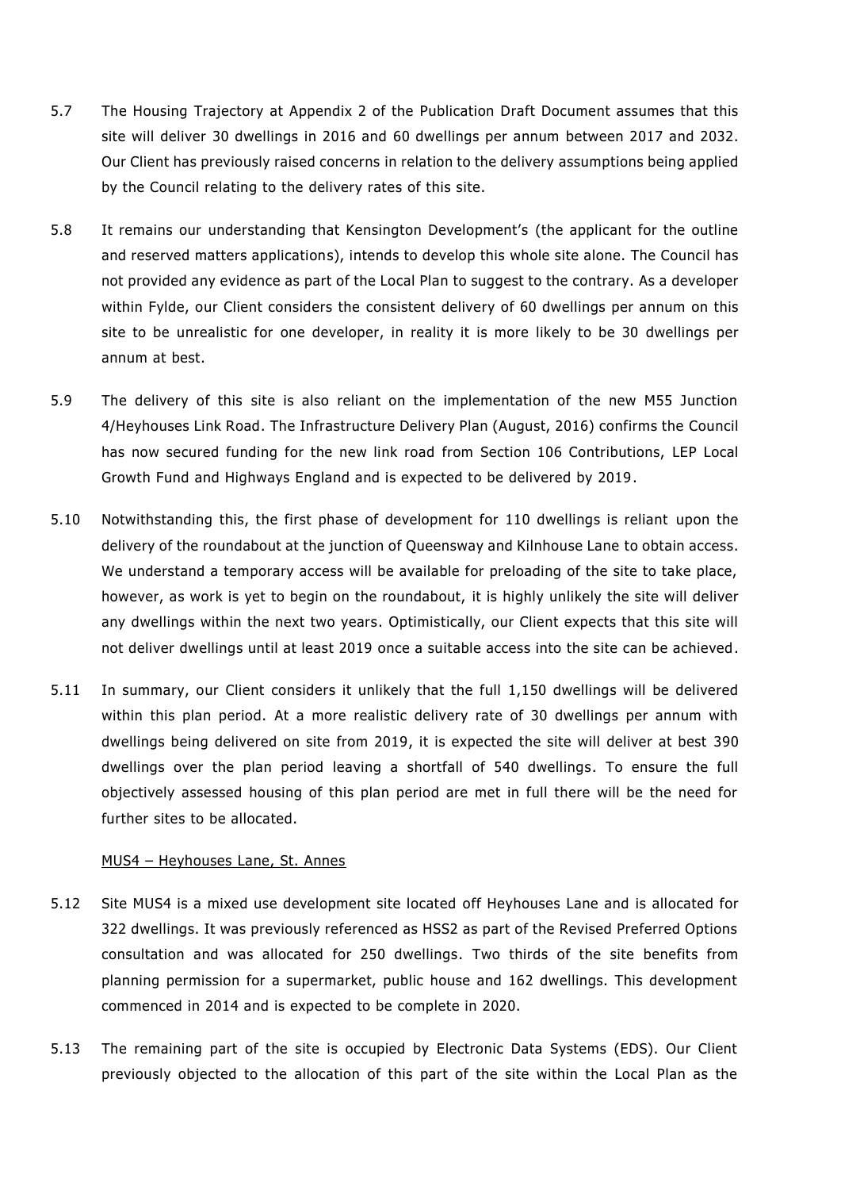5.7 The Housing Trajectory at Appendix 2 of the Publication Draft Document assumes that this site will deliver 30 dwellings in 2016 and 60 dwellings per annum between 2017 and 2032. Our Client has previously raised concerns in relation to the delivery assumptions being applied by the Council relating to the delivery rates of this site.

5.8 It remains our understanding that Kensington Development's (the applicant for the outline and reserved matters applications), intends to develop this whole site alone. The Council has not provided any evidence as part of the Local Plan to suggest to the contrary. As a developer within Fylde, our Client considers the consistent delivery of 60 dwellings per annum on this site to be unrealistic for one developer, in reality it is more likely to be 30 dwellings per annum at best.

5.9 The delivery of this site is also reliant on the implementation of the new M55 Junction 4/Heyhouses Link Road. The Infrastructure Delivery Plan (August, 2016) confirms the Council has now secured funding for the new link road from Section 106 Contributions, LEP Local Growth Fund and Highways England and is expected to be delivered by 2019.

5.10 Notwithstanding this, the first phase of development for 110 dwellings is reliant upon the delivery of the roundabout at the junction of Queensway and Kilnhouse Lane to obtain access. We understand a temporary access will be available for preloading of the site to take place, however, as work is yet to begin on the roundabout, it is highly unlikely the site will deliver any dwellings within the next two years. Optimistically, our Client expects that this site will not deliver dwellings until at least 2019 once a suitable access into the site can be achieved.

5.11 In summary, our Client considers it unlikely that the full 1,150 dwellings will be delivered within this plan period. At a more realistic delivery rate of 30 dwellings per annum with dwellings being delivered on site from 2019, it is expected the site will deliver at best 390 dwellings over the plan period leaving a shortfall of 540 dwellings. To ensure the full objectively assessed housing of this plan period are met in full there will be the need for further sites to be allocated.

<u>MUS4 – Heyhouses Lane, St. Annes</u>

5.12 Site MUS4 is a mixed use development site located off Heyhouses Lane and is allocated for 322 dwellings. It was previously referenced as HSS2 as part of the Revised Preferred Options consultation and was allocated for 250 dwellings. Two thirds of the site benefits from planning permission for a supermarket, public house and 162 dwellings. This development commenced in 2014 and is expected to be complete in 2020.

5.13 The remaining part of the site is occupied by Electronic Data Systems (EDS). Our Client previously objected to the allocation of this part of the site within the Local Plan as the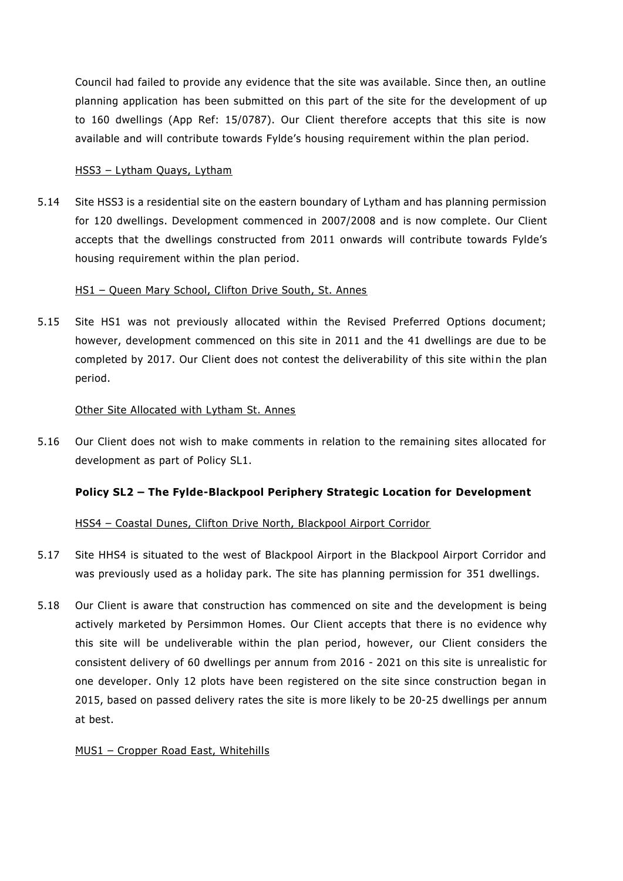Council had failed to provide any evidence that the site was available. Since then, an outline planning application has been submitted on this part of the site for the development of up to 160 dwellings (App Ref: 15/0787). Our Client therefore accepts that this site is now available and will contribute towards Fylde's housing requirement within the plan period.

<u>HSS3 – Lytham Quays, Lytham</u>

5.14 Site HSS3 is a residential site on the eastern boundary of Lytham and has planning permission for 120 dwellings. Development commenced in 2007/2008 and is now complete. Our Client accepts that the dwellings constructed from 2011 onwards will contribute towards Fylde's housing requirement within the plan period.

<u>HS1 – Queen Mary School, Clifton Drive South, St. Annes</u>

5.15 Site HS1 was not previously allocated within the Revised Preferred Options document; however, development commenced on this site in 2011 and the 41 dwellings are due to be completed by 2017. Our Client does not contest the deliverability of this site within the plan period.

<u>Other Site Allocated with Lytham St. Annes</u>

5.16 Our Client does not wish to make comments in relation to the remaining sites allocated for development as part of Policy SL1.

**Policy SL2 – The Fylde-Blackpool Periphery Strategic Location for Development**

<u>HSS4 – Coastal Dunes, Clifton Drive North, Blackpool Airport Corridor</u>

5.17 Site HHS4 is situated to the west of Blackpool Airport in the Blackpool Airport Corridor and was previously used as a holiday park. The site has planning permission for 351 dwellings.

5.18 Our Client is aware that construction has commenced on site and the development is being actively marketed by Persimmon Homes. Our Client accepts that there is no evidence why this site will be undeliverable within the plan period, however, our Client considers the consistent delivery of 60 dwellings per annum from 2016 - 2021 on this site is unrealistic for one developer. Only 12 plots have been registered on the site since construction began in 2015, based on passed delivery rates the site is more likely to be 20-25 dwellings per annum at best.

<u>MUS1 – Cropper Road East, Whitehills</u>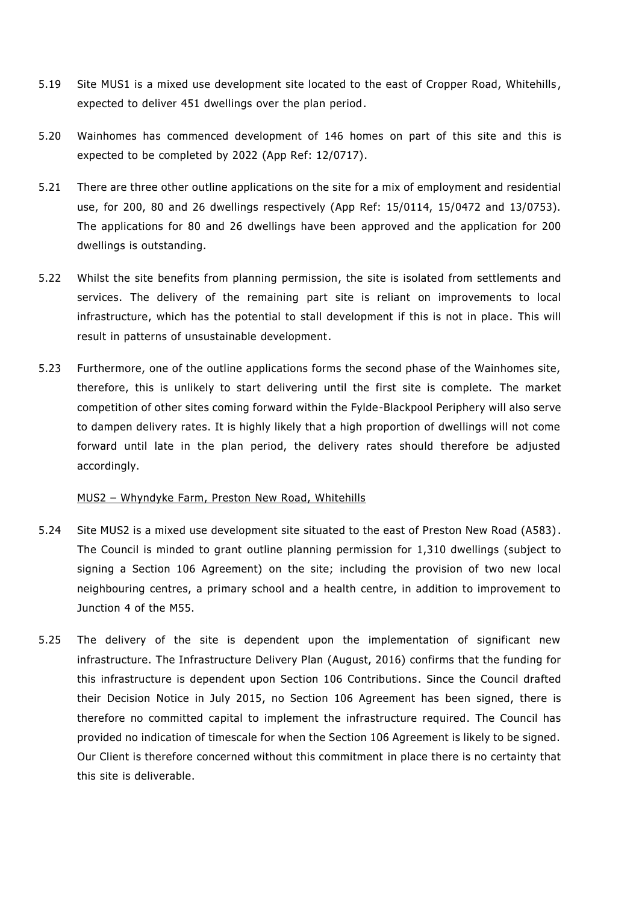5.19 Site MUS1 is a mixed use development site located to the east of Cropper Road, Whitehills, expected to deliver 451 dwellings over the plan period.

5.20 Wainhomes has commenced development of 146 homes on part of this site and this is expected to be completed by 2022 (App Ref: 12/0717).

5.21 There are three other outline applications on the site for a mix of employment and residential use, for 200, 80 and 26 dwellings respectively (App Ref: 15/0114, 15/0472 and 13/0753). The applications for 80 and 26 dwellings have been approved and the application for 200 dwellings is outstanding.

5.22 Whilst the site benefits from planning permission, the site is isolated from settlements and services. The delivery of the remaining part site is reliant on improvements to local infrastructure, which has the potential to stall development if this is not in place. This will result in patterns of unsustainable development.

5.23 Furthermore, one of the outline applications forms the second phase of the Wainhomes site, therefore, this is unlikely to start delivering until the first site is complete. The market competition of other sites coming forward within the Fylde-Blackpool Periphery will also serve to dampen delivery rates. It is highly likely that a high proportion of dwellings will not come forward until late in the plan period, the delivery rates should therefore be adjusted accordingly.

<u>MUS2 – Whyndyke Farm, Preston New Road, Whitehills</u>

5.24 Site MUS2 is a mixed use development site situated to the east of Preston New Road (A583). The Council is minded to grant outline planning permission for 1,310 dwellings (subject to signing a Section 106 Agreement) on the site; including the provision of two new local neighbouring centres, a primary school and a health centre, in addition to improvement to Junction 4 of the M55.

5.25 The delivery of the site is dependent upon the implementation of significant new infrastructure. The Infrastructure Delivery Plan (August, 2016) confirms that the funding for this infrastructure is dependent upon Section 106 Contributions. Since the Council drafted their Decision Notice in July 2015, no Section 106 Agreement has been signed, there is therefore no committed capital to implement the infrastructure required. The Council has provided no indication of timescale for when the Section 106 Agreement is likely to be signed. Our Client is therefore concerned without this commitment in place there is no certainty that this site is deliverable.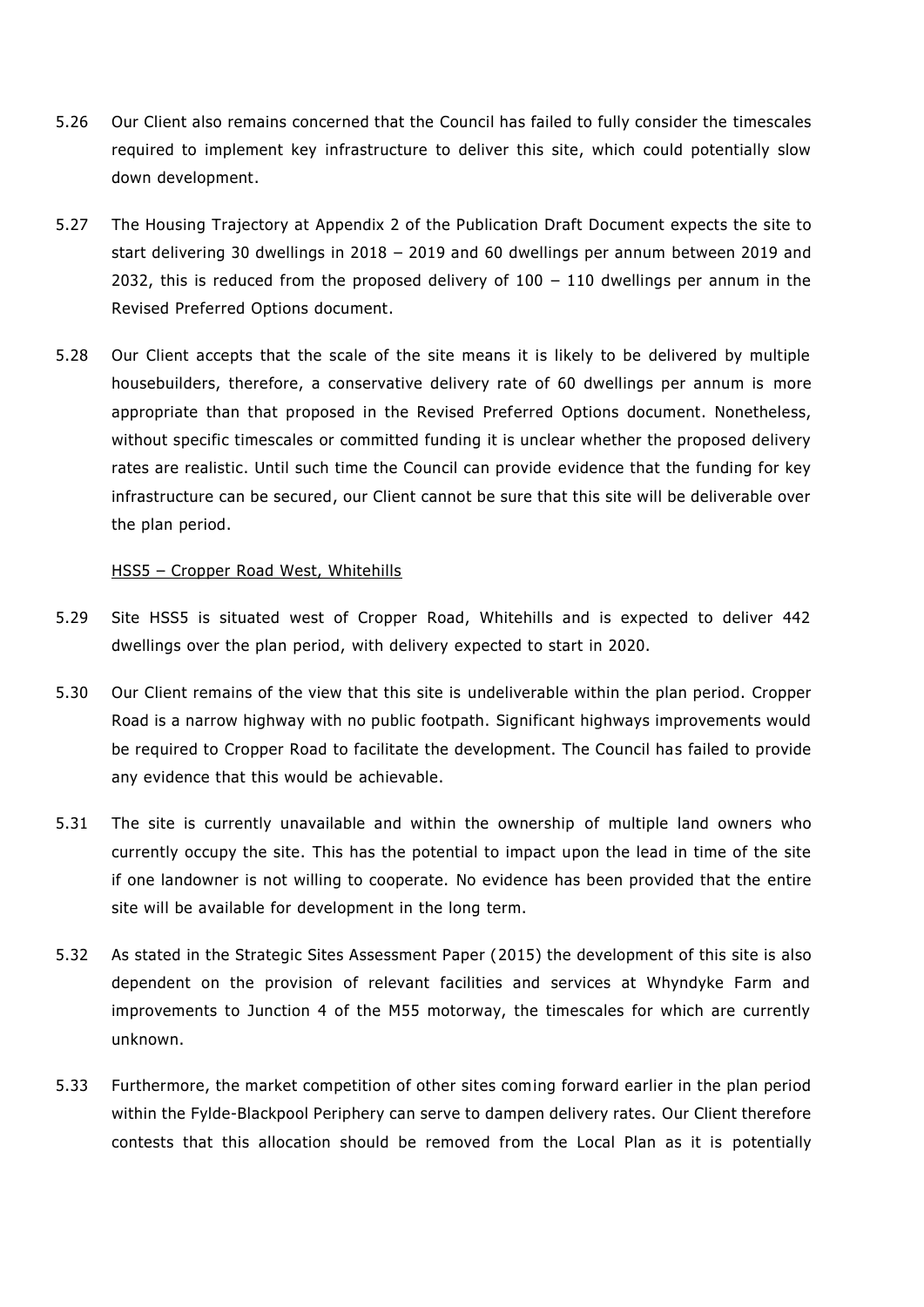5.26 Our Client also remains concerned that the Council has failed to fully consider the timescales required to implement key infrastructure to deliver this site, which could potentially slow down development.

5.27 The Housing Trajectory at Appendix 2 of the Publication Draft Document expects the site to start delivering 30 dwellings in 2018 – 2019 and 60 dwellings per annum between 2019 and 2032, this is reduced from the proposed delivery of 100 – 110 dwellings per annum in the Revised Preferred Options document.

5.28 Our Client accepts that the scale of the site means it is likely to be delivered by multiple housebuilders, therefore, a conservative delivery rate of 60 dwellings per annum is more appropriate than that proposed in the Revised Preferred Options document. Nonetheless, without specific timescales or committed funding it is unclear whether the proposed delivery rates are realistic. Until such time the Council can provide evidence that the funding for key infrastructure can be secured, our Client cannot be sure that this site will be deliverable over the plan period.

HSS5 – Cropper Road West, Whitehills

5.29 Site HSS5 is situated west of Cropper Road, Whitehills and is expected to deliver 442 dwellings over the plan period, with delivery expected to start in 2020.

5.30 Our Client remains of the view that this site is undeliverable within the plan period. Cropper Road is a narrow highway with no public footpath. Significant highways improvements would be required to Cropper Road to facilitate the development. The Council has failed to provide any evidence that this would be achievable.

5.31 The site is currently unavailable and within the ownership of multiple land owners who currently occupy the site. This has the potential to impact upon the lead in time of the site if one landowner is not willing to cooperate. No evidence has been provided that the entire site will be available for development in the long term.

5.32 As stated in the Strategic Sites Assessment Paper (2015) the development of this site is also dependent on the provision of relevant facilities and services at Whyndyke Farm and improvements to Junction 4 of the M55 motorway, the timescales for which are currently unknown.

5.33 Furthermore, the market competition of other sites coming forward earlier in the plan period within the Fylde-Blackpool Periphery can serve to dampen delivery rates. Our Client therefore contests that this allocation should be removed from the Local Plan as it is potentially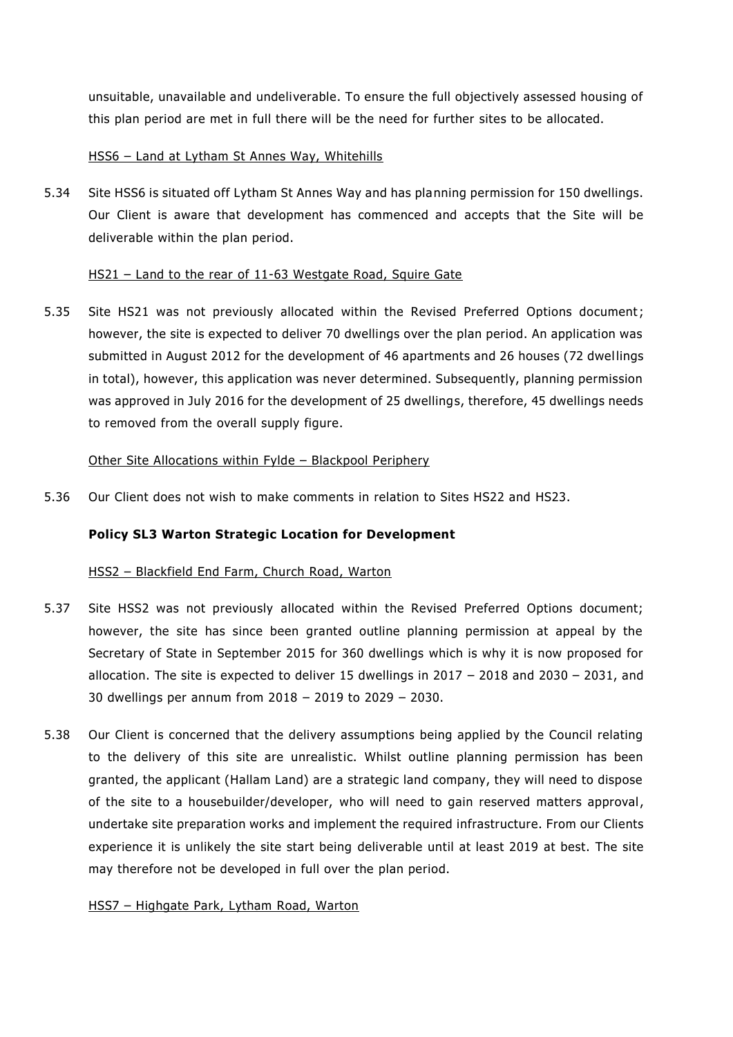unsuitable, unavailable and undeliverable. To ensure the full objectively assessed housing of this plan period are met in full there will be the need for further sites to be allocated.

<u>HSS6 – Land at Lytham St Annes Way, Whitehills</u>

5.34 Site HSS6 is situated off Lytham St Annes Way and has planning permission for 150 dwellings. Our Client is aware that development has commenced and accepts that the Site will be deliverable within the plan period.

<u>HS21 – Land to the rear of 11-63 Westgate Road, Squire Gate</u>

5.35 Site HS21 was not previously allocated within the Revised Preferred Options document; however, the site is expected to deliver 70 dwellings over the plan period. An application was submitted in August 2012 for the development of 46 apartments and 26 houses (72 dwellings in total), however, this application was never determined. Subsequently, planning permission was approved in July 2016 for the development of 25 dwellings, therefore, 45 dwellings needs to removed from the overall supply figure.

<u>Other Site Allocations within Fylde – Blackpool Periphery</u>

5.36 Our Client does not wish to make comments in relation to Sites HS22 and HS23.

**Policy SL3 Warton Strategic Location for Development**

<u>HSS2 – Blackfield End Farm, Church Road, Warton</u>

5.37 Site HSS2 was not previously allocated within the Revised Preferred Options document; however, the site has since been granted outline planning permission at appeal by the Secretary of State in September 2015 for 360 dwellings which is why it is now proposed for allocation. The site is expected to deliver 15 dwellings in 2017 – 2018 and 2030 – 2031, and 30 dwellings per annum from 2018 – 2019 to 2029 – 2030.

5.38 Our Client is concerned that the delivery assumptions being applied by the Council relating to the delivery of this site are unrealistic. Whilst outline planning permission has been granted, the applicant (Hallam Land) are a strategic land company, they will need to dispose of the site to a housebuilder/developer, who will need to gain reserved matters approval, undertake site preparation works and implement the required infrastructure. From our Clients experience it is unlikely the site start being deliverable until at least 2019 at best. The site may therefore not be developed in full over the plan period.

<u>HSS7 – Highgate Park, Lytham Road, Warton</u>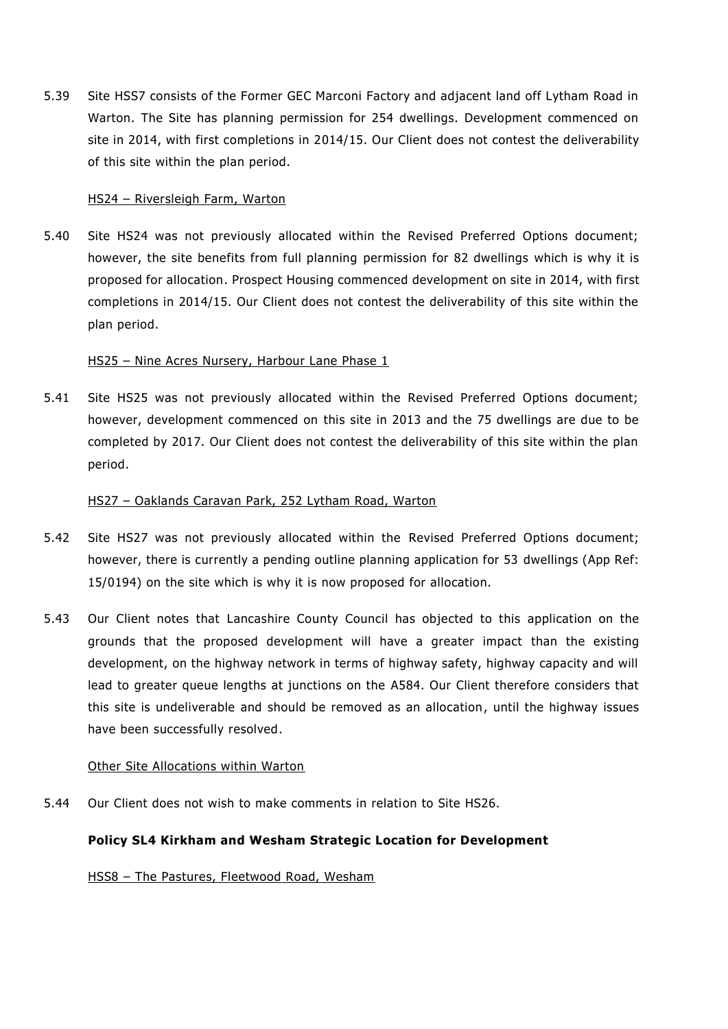5.39 Site HSS7 consists of the Former GEC Marconi Factory and adjacent land off Lytham Road in Warton. The Site has planning permission for 254 dwellings. Development commenced on site in 2014, with first completions in 2014/15. Our Client does not contest the deliverability of this site within the plan period.

<u>HS24 – Riversleigh Farm, Warton</u>

5.40 Site HS24 was not previously allocated within the Revised Preferred Options document; however, the site benefits from full planning permission for 82 dwellings which is why it is proposed for allocation. Prospect Housing commenced development on site in 2014, with first completions in 2014/15. Our Client does not contest the deliverability of this site within the plan period.

<u>HS25 – Nine Acres Nursery, Harbour Lane Phase 1</u>

5.41 Site HS25 was not previously allocated within the Revised Preferred Options document; however, development commenced on this site in 2013 and the 75 dwellings are due to be completed by 2017. Our Client does not contest the deliverability of this site within the plan period.

<u>HS27 – Oaklands Caravan Park, 252 Lytham Road, Warton</u>

5.42 Site HS27 was not previously allocated within the Revised Preferred Options document; however, there is currently a pending outline planning application for 53 dwellings (App Ref: 15/0194) on the site which is why it is now proposed for allocation.

5.43 Our Client notes that Lancashire County Council has objected to this application on the grounds that the proposed development will have a greater impact than the existing development, on the highway network in terms of highway safety, highway capacity and will lead to greater queue lengths at junctions on the A584. Our Client therefore considers that this site is undeliverable and should be removed as an allocation, until the highway issues have been successfully resolved.

<u>Other Site Allocations within Warton</u>

5.44 Our Client does not wish to make comments in relation to Site HS26.

**Policy SL4 Kirkham and Wesham Strategic Location for Development**

<u>HSS8 – The Pastures, Fleetwood Road, Wesham</u>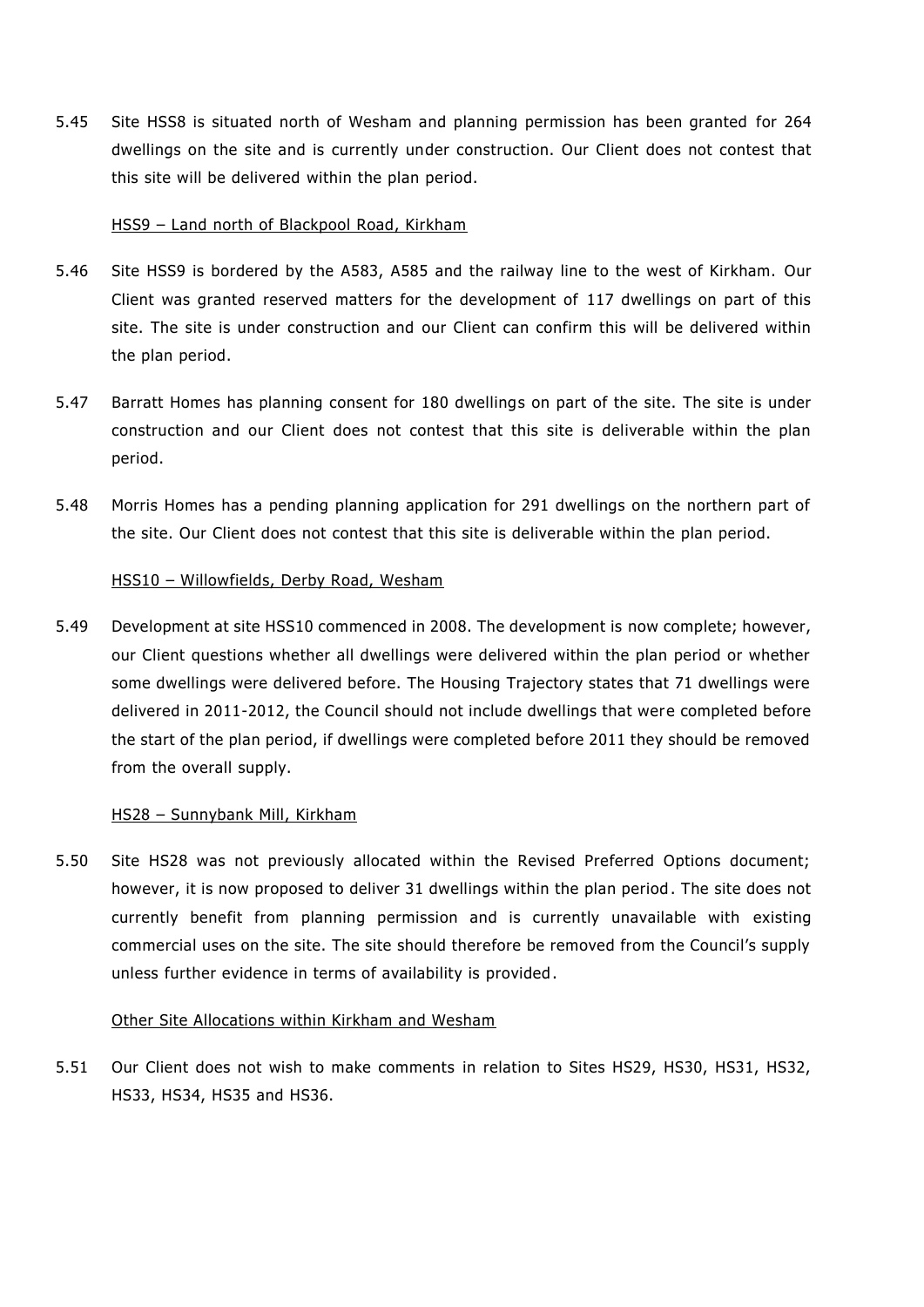5.45 Site HSS8 is situated north of Wesham and planning permission has been granted for 264 dwellings on the site and is currently under construction. Our Client does not contest that this site will be delivered within the plan period.

<u>HSS9 – Land north of Blackpool Road, Kirkham</u>

5.46 Site HSS9 is bordered by the A583, A585 and the railway line to the west of Kirkham. Our Client was granted reserved matters for the development of 117 dwellings on part of this site. The site is under construction and our Client can confirm this will be delivered within the plan period.

5.47 Barratt Homes has planning consent for 180 dwellings on part of the site. The site is under construction and our Client does not contest that this site is deliverable within the plan period.

5.48 Morris Homes has a pending planning application for 291 dwellings on the northern part of the site. Our Client does not contest that this site is deliverable within the plan period.

<u>HSS10 – Willowfields, Derby Road, Wesham</u>

5.49 Development at site HSS10 commenced in 2008. The development is now complete; however, our Client questions whether all dwellings were delivered within the plan period or whether some dwellings were delivered before. The Housing Trajectory states that 71 dwellings were delivered in 2011-2012, the Council should not include dwellings that were completed before the start of the plan period, if dwellings were completed before 2011 they should be removed from the overall supply.

<u>HS28 – Sunnybank Mill, Kirkham</u>

5.50 Site HS28 was not previously allocated within the Revised Preferred Options document; however, it is now proposed to deliver 31 dwellings within the plan period. The site does not currently benefit from planning permission and is currently unavailable with existing commercial uses on the site. The site should therefore be removed from the Council's supply unless further evidence in terms of availability is provided.

<u>Other Site Allocations within Kirkham and Wesham</u>

5.51 Our Client does not wish to make comments in relation to Sites HS29, HS30, HS31, HS32, HS33, HS34, HS35 and HS36.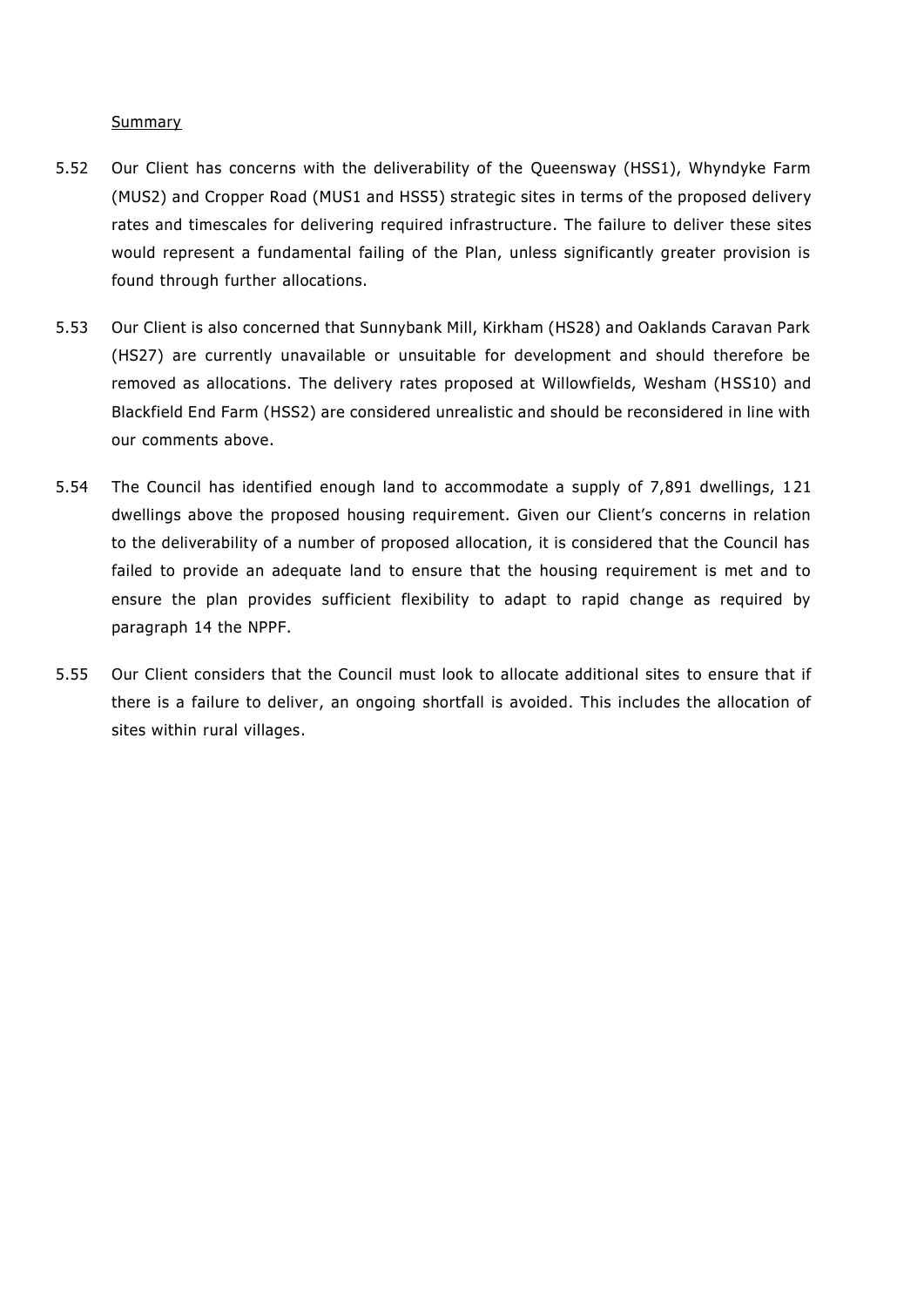Summary

5.52 Our Client has concerns with the deliverability of the Queensway (HSS1), Whyndyke Farm (MUS2) and Cropper Road (MUS1 and HSS5) strategic sites in terms of the proposed delivery rates and timescales for delivering required infrastructure. The failure to deliver these sites would represent a fundamental failing of the Plan, unless significantly greater provision is found through further allocations.

5.53 Our Client is also concerned that Sunnybank Mill, Kirkham (HS28) and Oaklands Caravan Park (HS27) are currently unavailable or unsuitable for development and should therefore be removed as allocations. The delivery rates proposed at Willowfields, Wesham (HSS10) and Blackfield End Farm (HSS2) are considered unrealistic and should be reconsidered in line with our comments above.

5.54 The Council has identified enough land to accommodate a supply of 7,891 dwellings, 121 dwellings above the proposed housing requirement. Given our Client's concerns in relation to the deliverability of a number of proposed allocation, it is considered that the Council has failed to provide an adequate land to ensure that the housing requirement is met and to ensure the plan provides sufficient flexibility to adapt to rapid change as required by paragraph 14 the NPPF.

5.55 Our Client considers that the Council must look to allocate additional sites to ensure that if there is a failure to deliver, an ongoing shortfall is avoided. This includes the allocation of sites within rural villages.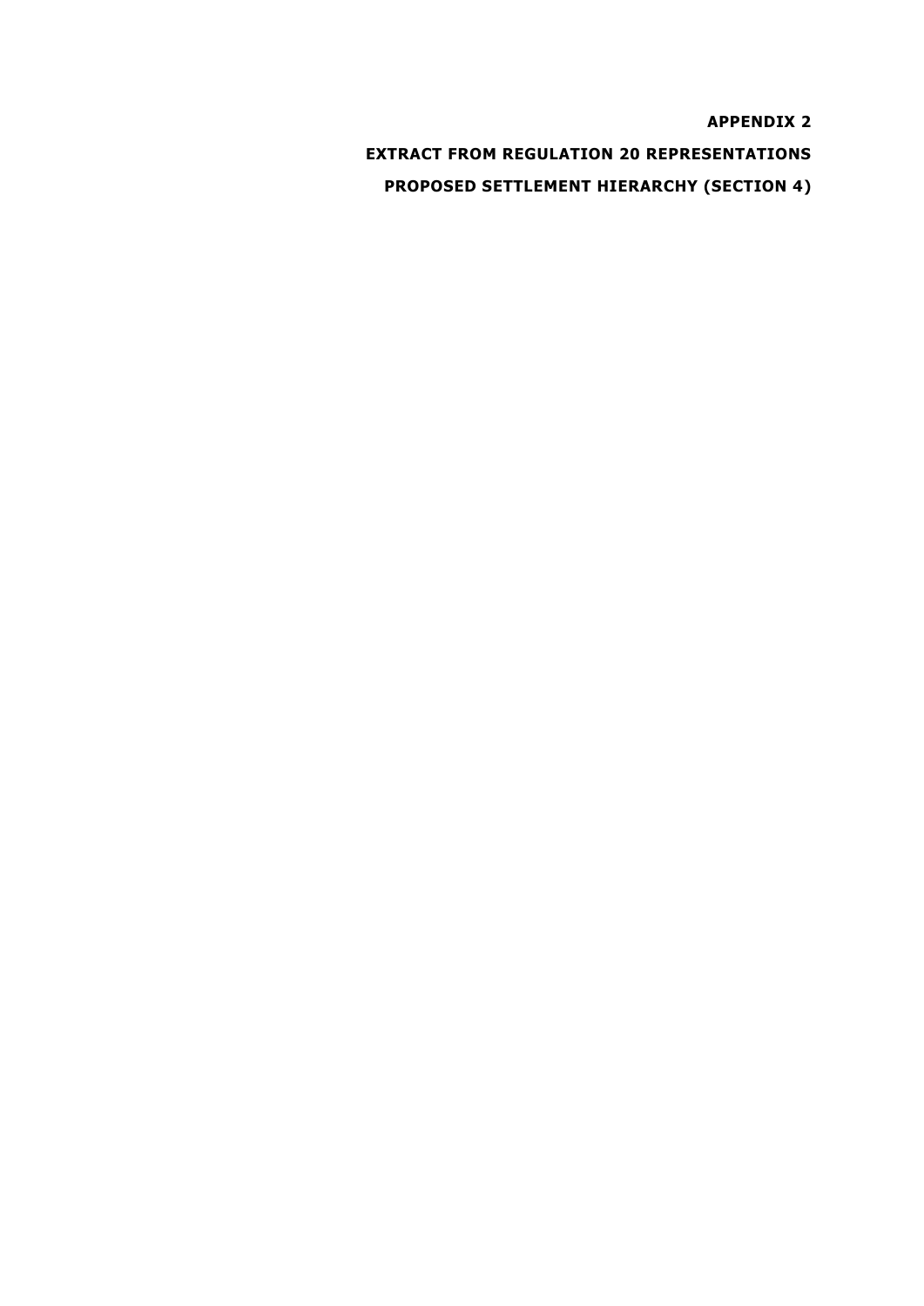**APPENDIX 2**

**EXTRACT FROM REGULATION 20 REPRESENTATIONS**

**PROPOSED SETTLEMENT HIERARCHY (SECTION 4)**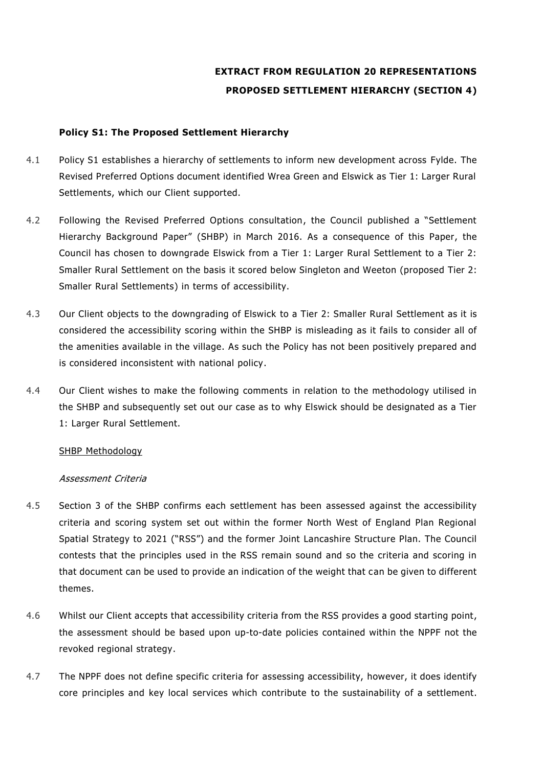**EXTRACT FROM REGULATION 20 REPRESENTATIONS**

**PROPOSED SETTLEMENT HIERARCHY (SECTION 4)**

**Policy S1: The Proposed Settlement Hierarchy**

4.1 Policy S1 establishes a hierarchy of settlements to inform new development across Fylde. The Revised Preferred Options document identified Wrea Green and Elswick as Tier 1: Larger Rural Settlements, which our Client supported.

4.2 Following the Revised Preferred Options consultation, the Council published a "Settlement Hierarchy Background Paper" (SHBP) in March 2016. As a consequence of this Paper, the Council has chosen to downgrade Elswick from a Tier 1: Larger Rural Settlement to a Tier 2: Smaller Rural Settlement on the basis it scored below Singleton and Weeton (proposed Tier 2: Smaller Rural Settlements) in terms of accessibility.

4.3 Our Client objects to the downgrading of Elswick to a Tier 2: Smaller Rural Settlement as it is considered the accessibility scoring within the SHBP is misleading as it fails to consider all of the amenities available in the village. As such the Policy has not been positively prepared and is considered inconsistent with national policy.

4.4 Our Client wishes to make the following comments in relation to the methodology utilised in the SHBP and subsequently set out our case as to why Elswick should be designated as a Tier 1: Larger Rural Settlement.

SHBP Methodology

*Assessment Criteria*

4.5 Section 3 of the SHBP confirms each settlement has been assessed against the accessibility criteria and scoring system set out within the former North West of England Plan Regional Spatial Strategy to 2021 ("RSS") and the former Joint Lancashire Structure Plan. The Council contests that the principles used in the RSS remain sound and so the criteria and scoring in that document can be used to provide an indication of the weight that can be given to different themes.

4.6 Whilst our Client accepts that accessibility criteria from the RSS provides a good starting point, the assessment should be based upon up-to-date policies contained within the NPPF not the revoked regional strategy.

4.7 The NPPF does not define specific criteria for assessing accessibility, however, it does identify core principles and key local services which contribute to the sustainability of a settlement.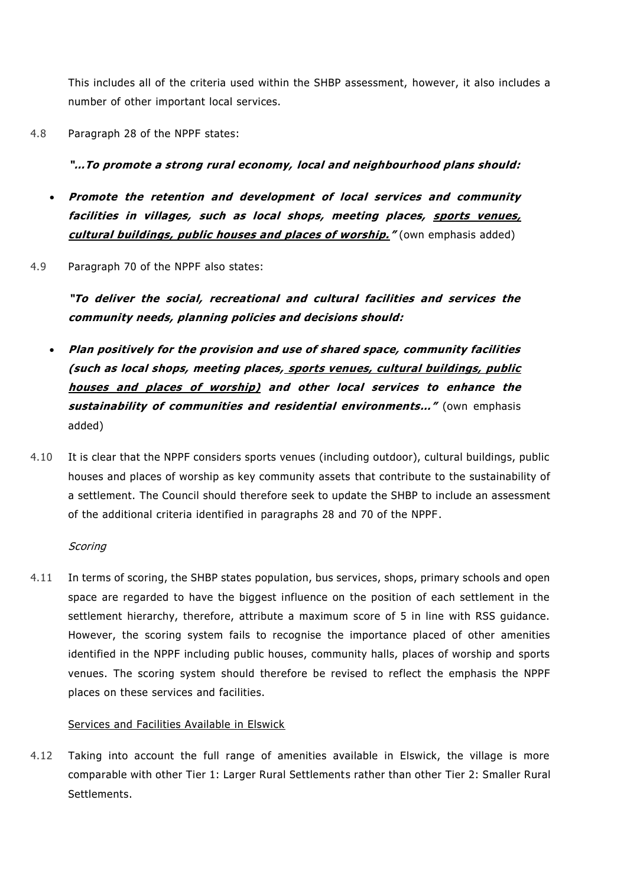This includes all of the criteria used within the SHBP assessment, however, it also includes a number of other important local services.

4.8 Paragraph 28 of the NPPF states:

***"…To promote a strong rural economy, local and neighbourhood plans should:***

- ***Promote the retention and development of local services and community facilities in villages, such as local shops, meeting places, <u>sports venues, cultural buildings, public houses and places of worship.</u>"*** (own emphasis added)

4.9 Paragraph 70 of the NPPF also states:

***"To deliver the social, recreational and cultural facilities and services the community needs, planning policies and decisions should:***

- ***Plan positively for the provision and use of shared space, community facilities (such as local shops, meeting places, <u>sports venues, cultural buildings, public houses and places of worship)</u> and other local services to enhance the sustainability of communities and residential environments…"*** (own emphasis added)

4.10 It is clear that the NPPF considers sports venues (including outdoor), cultural buildings, public houses and places of worship as key community assets that contribute to the sustainability of a settlement. The Council should therefore seek to update the SHBP to include an assessment of the additional criteria identified in paragraphs 28 and 70 of the NPPF.

*Scoring*

4.11 In terms of scoring, the SHBP states population, bus services, shops, primary schools and open space are regarded to have the biggest influence on the position of each settlement in the settlement hierarchy, therefore, attribute a maximum score of 5 in line with RSS guidance. However, the scoring system fails to recognise the importance placed of other amenities identified in the NPPF including public houses, community halls, places of worship and sports venues. The scoring system should therefore be revised to reflect the emphasis the NPPF places on these services and facilities.

<u>Services and Facilities Available in Elswick</u>

4.12 Taking into account the full range of amenities available in Elswick, the village is more comparable with other Tier 1: Larger Rural Settlements rather than other Tier 2: Smaller Rural Settlements.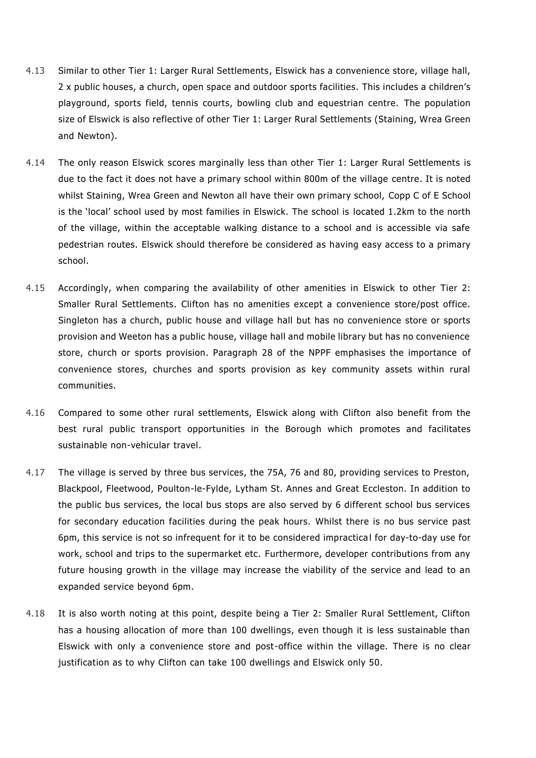4.13 Similar to other Tier 1: Larger Rural Settlements, Elswick has a convenience store, village hall, 2 x public houses, a church, open space and outdoor sports facilities. This includes a children's playground, sports field, tennis courts, bowling club and equestrian centre. The population size of Elswick is also reflective of other Tier 1: Larger Rural Settlements (Staining, Wrea Green and Newton).

4.14 The only reason Elswick scores marginally less than other Tier 1: Larger Rural Settlements is due to the fact it does not have a primary school within 800m of the village centre. It is noted whilst Staining, Wrea Green and Newton all have their own primary school, Copp C of E School is the 'local' school used by most families in Elswick. The school is located 1.2km to the north of the village, within the acceptable walking distance to a school and is accessible via safe pedestrian routes. Elswick should therefore be considered as having easy access to a primary school.

4.15 Accordingly, when comparing the availability of other amenities in Elswick to other Tier 2: Smaller Rural Settlements. Clifton has no amenities except a convenience store/post office. Singleton has a church, public house and village hall but has no convenience store or sports provision and Weeton has a public house, village hall and mobile library but has no convenience store, church or sports provision. Paragraph 28 of the NPPF emphasises the importance of convenience stores, churches and sports provision as key community assets within rural communities.

4.16 Compared to some other rural settlements, Elswick along with Clifton also benefit from the best rural public transport opportunities in the Borough which promotes and facilitates sustainable non-vehicular travel.

4.17 The village is served by three bus services, the 75A, 76 and 80, providing services to Preston, Blackpool, Fleetwood, Poulton-le-Fylde, Lytham St. Annes and Great Eccleston. In addition to the public bus services, the local bus stops are also served by 6 different school bus services for secondary education facilities during the peak hours. Whilst there is no bus service past 6pm, this service is not so infrequent for it to be considered impractical for day-to-day use for work, school and trips to the supermarket etc. Furthermore, developer contributions from any future housing growth in the village may increase the viability of the service and lead to an expanded service beyond 6pm.

4.18 It is also worth noting at this point, despite being a Tier 2: Smaller Rural Settlement, Clifton has a housing allocation of more than 100 dwellings, even though it is less sustainable than Elswick with only a convenience store and post-office within the village. There is no clear justification as to why Clifton can take 100 dwellings and Elswick only 50.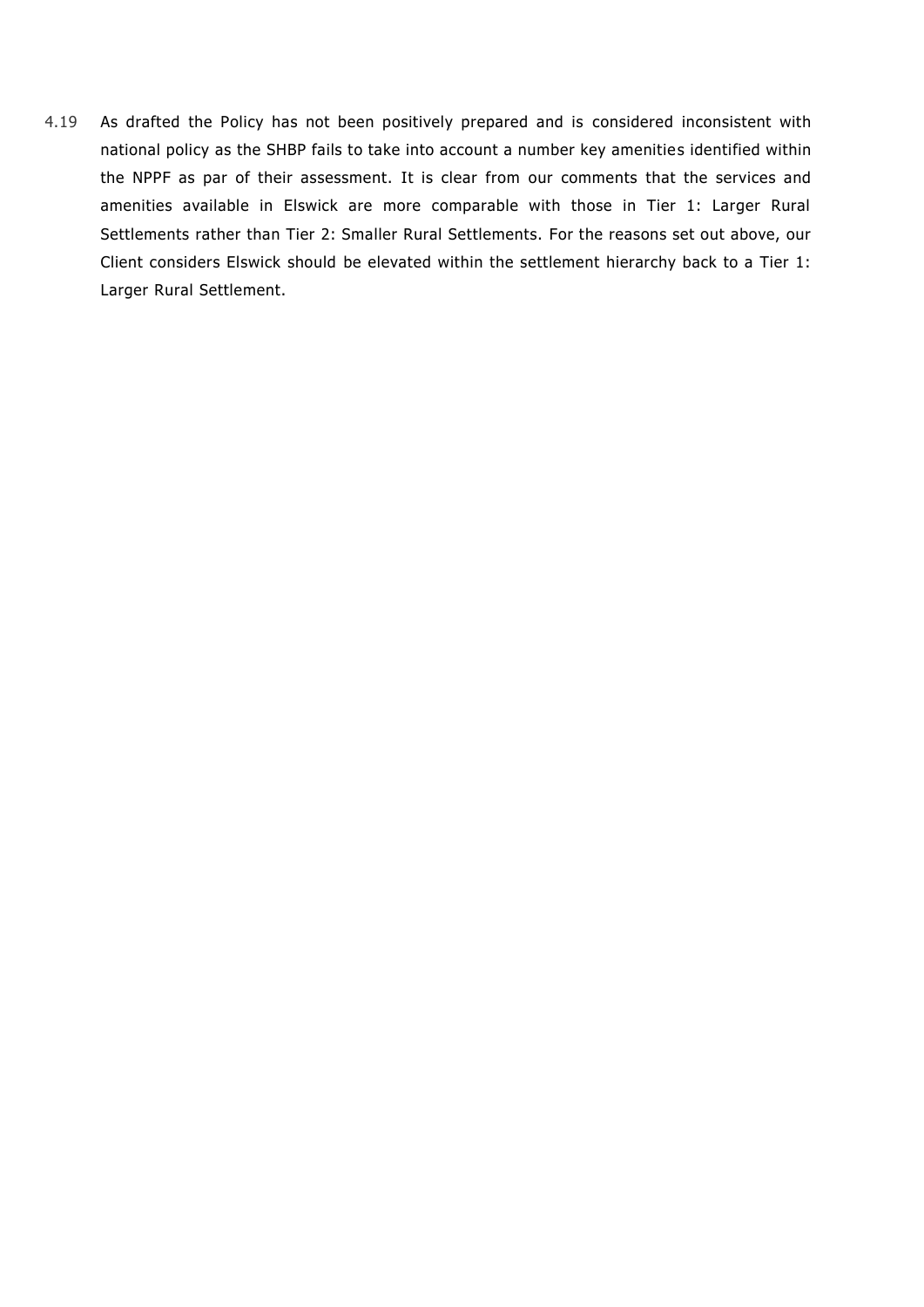4.19 As drafted the Policy has not been positively prepared and is considered inconsistent with national policy as the SHBP fails to take into account a number key amenities identified within the NPPF as par of their assessment. It is clear from our comments that the services and amenities available in Elswick are more comparable with those in Tier 1: Larger Rural Settlements rather than Tier 2: Smaller Rural Settlements. For the reasons set out above, our Client considers Elswick should be elevated within the settlement hierarchy back to a Tier 1: Larger Rural Settlement.